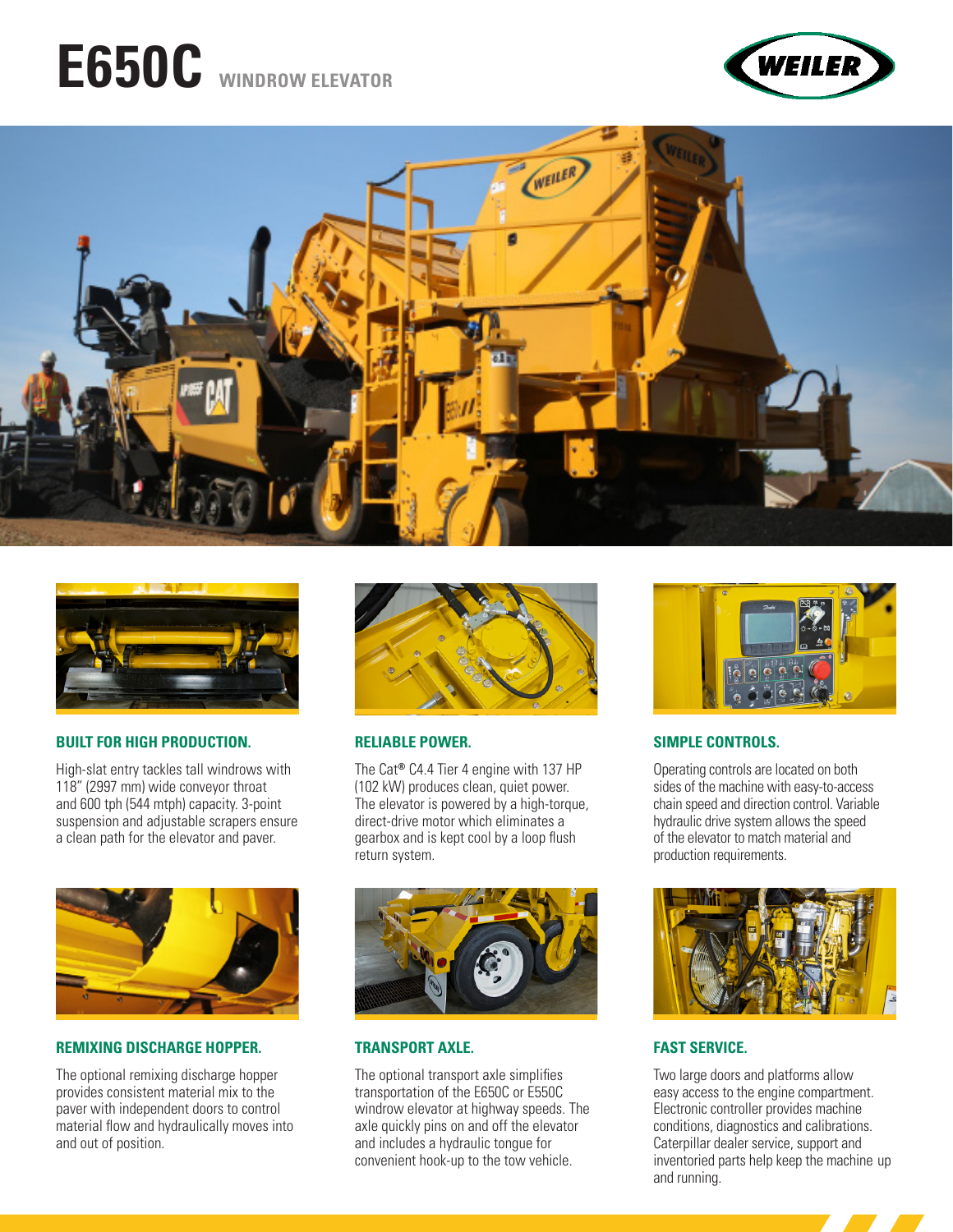# E650C WINDROW ELEVATOR

### BUILT FOR HIGH PRODUCTION.

High-slat entry tackles tall windrows with 118" (2997 mm) wide conveyor throat and 600 tph (544 mtph) capacity. 3-point suspension and adjustable scrapers ensure a clean path for the elevator and paver.

### RELIABLE POWER.

The Cat® C4.4 Tier 4 engine with 137 HP (102 kW) produces clean, quiet power. The elevator is powered by a high-torque, direct-drive motor which eliminates a gearbox and is kept cool by a loop flush return system.

### SIMPLE CONTROLS.

Operating controls are located on both sides of the machine with easy-to-access chain speed and direction control. Variable hydraulic drive system allows the speed of the elevator to match material and production requirements.

### REMIXING DISCHARGE HOPPER.

The optional remixing discharge hopper provides consistent material mix to the paver with independent doors to control material flow and hydraulically moves into and out of position.

### TRANSPORT AXLE.

The optional transport axle simplifies transportation of the E650C or E550C windrow elevator at highway speeds. The axle quickly pins on and off the elevator and includes a hydraulic tongue for convenient hook-up to the tow vehicle.

### FAST SERVICE.

Two large doors and platforms allow easy access to the engine compartment. Electronic controller provides machine conditions, diagnostics and calibrations. Caterpillar dealer service, support and inventoried parts help keep the machine up and running.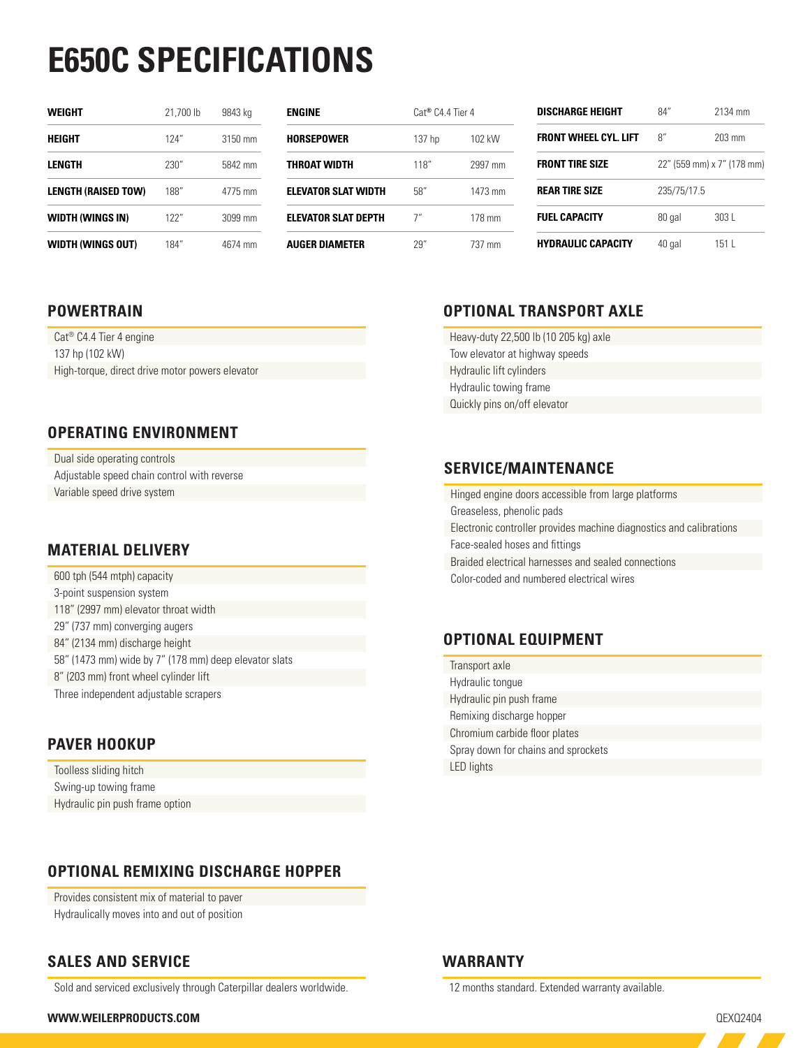# E650C SPECIFICATIONS

| | | |
|---|---|---|
| **WEIGHT** | 21,700 lb | 9843 kg |
| **HEIGHT** | 124″ | 3150 mm |
| **LENGTH** | 230″ | 5842 mm |
| **LENGTH (RAISED TOW)** | 188″ | 4775 mm |
| **WIDTH (WINGS IN)** | 122″ | 3099 mm |
| **WIDTH (WINGS OUT)** | 184″ | 4674 mm |

| | | |
|---|---|---|
| **ENGINE** | Cat® C4.4 Tier 4 | |
| **HORSEPOWER** | 137 hp | 102 kW |
| **THROAT WIDTH** | 118″ | 2997 mm |
| **ELEVATOR SLAT WIDTH** | 58″ | 1473 mm |
| **ELEVATOR SLAT DEPTH** | 7″ | 178 mm |
| **AUGER DIAMETER** | 29″ | 737 mm |

| | | |
|---|---|---|
| **DISCHARGE HEIGHT** | 84″ | 2134 mm |
| **FRONT WHEEL CYL. LIFT** | 8″ | 203 mm |
| **FRONT TIRE SIZE** | 22″ (559 mm) x 7″ (178 mm) | |
| **REAR TIRE SIZE** | 235/75/17.5 | |
| **FUEL CAPACITY** | 80 gal | 303 L |
| **HYDRAULIC CAPACITY** | 40 gal | 151 L |

## POWERTRAIN

- Cat® C4.4 Tier 4 engine
- 137 hp (102 kW)
- High-torque, direct drive motor powers elevator

## OPERATING ENVIRONMENT

- Dual side operating controls
- Adjustable speed chain control with reverse
- Variable speed drive system

## MATERIAL DELIVERY

- 600 tph (544 mtph) capacity
- 3-point suspension system
- 118″ (2997 mm) elevator throat width
- 29″ (737 mm) converging augers
- 84″ (2134 mm) discharge height
- 58″ (1473 mm) wide by 7″ (178 mm) deep elevator slats
- 8″ (203 mm) front wheel cylinder lift
- Three independent adjustable scrapers

## PAVER HOOKUP

- Toolless sliding hitch
- Swing-up towing frame
- Hydraulic pin push frame option

## OPTIONAL REMIXING DISCHARGE HOPPER

- Provides consistent mix of material to paver
- Hydraulically moves into and out of position

## SALES AND SERVICE

Sold and serviced exclusively through Caterpillar dealers worldwide.

## OPTIONAL TRANSPORT AXLE

- Heavy-duty 22,500 lb (10 205 kg) axle
- Tow elevator at highway speeds
- Hydraulic lift cylinders
- Hydraulic towing frame
- Quickly pins on/off elevator

## SERVICE/MAINTENANCE

- Hinged engine doors accessible from large platforms
- Greaseless, phenolic pads
- Electronic controller provides machine diagnostics and calibrations
- Face-sealed hoses and fittings
- Braided electrical harnesses and sealed connections
- Color-coded and numbered electrical wires

## OPTIONAL EQUIPMENT

- Transport axle
- Hydraulic tongue
- Hydraulic pin push frame
- Remixing discharge hopper
- Chromium carbide floor plates
- Spray down for chains and sprockets
- LED lights

## WARRANTY

12 months standard. Extended warranty available.

WWW.WEILERPRODUCTS.COM

QEXQ2404